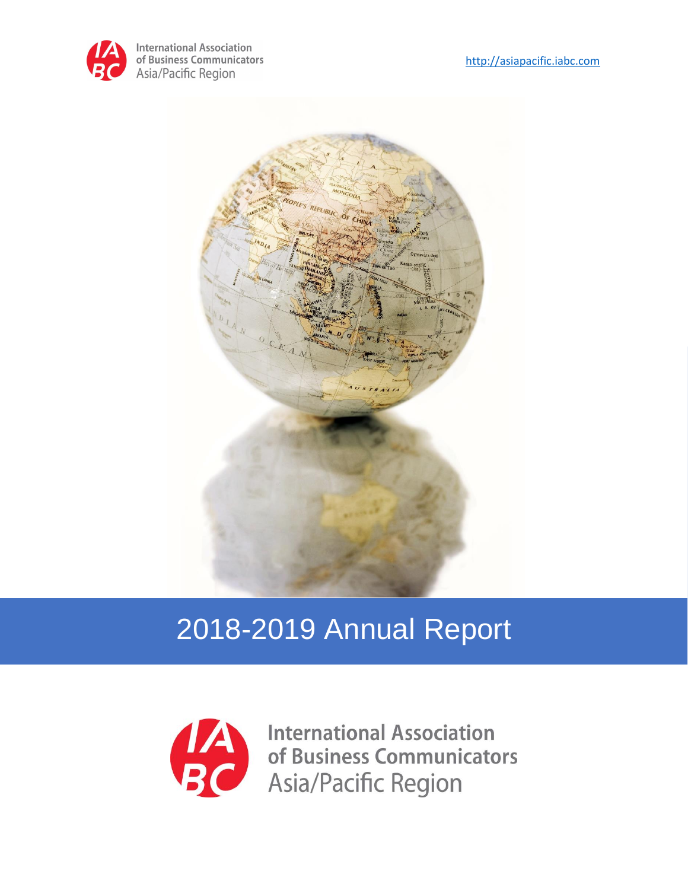International Association of Business Communicators Asia/Pacific Region

http://asiapacific.iabc.com

# 2018-2019 Annual Report

International Association of Business Communicators Asia/Pacific Region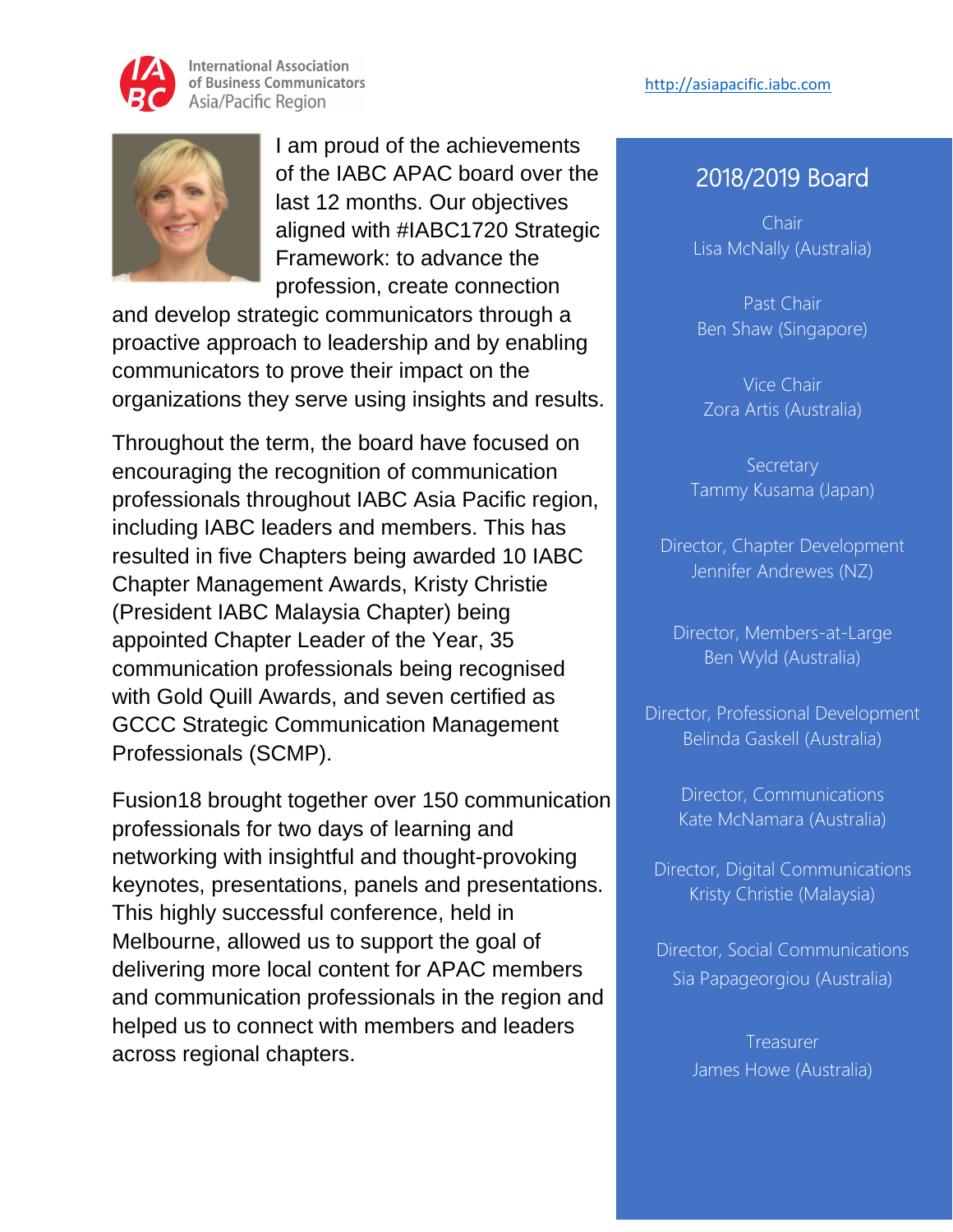International Association of Business Communicators Asia/Pacific Region

http://asiapacific.iabc.com

I am proud of the achievements of the IABC APAC board over the last 12 months. Our objectives aligned with #IABC1720 Strategic Framework: to advance the profession, create connection and develop strategic communicators through a proactive approach to leadership and by enabling communicators to prove their impact on the organizations they serve using insights and results.

Throughout the term, the board have focused on encouraging the recognition of communication professionals throughout IABC Asia Pacific region, including IABC leaders and members. This has resulted in five Chapters being awarded 10 IABC Chapter Management Awards, Kristy Christie (President IABC Malaysia Chapter) being appointed Chapter Leader of the Year, 35 communication professionals being recognised with Gold Quill Awards, and seven certified as GCCC Strategic Communication Management Professionals (SCMP).

Fusion18 brought together over 150 communication professionals for two days of learning and networking with insightful and thought-provoking keynotes, presentations, panels and presentations. This highly successful conference, held in Melbourne, allowed us to support the goal of delivering more local content for APAC members and communication professionals in the region and helped us to connect with members and leaders across regional chapters.

## 2018/2019 Board

Chair
Lisa McNally (Australia)

Past Chair
Ben Shaw (Singapore)

Vice Chair
Zora Artis (Australia)

Secretary
Tammy Kusama (Japan)

Director, Chapter Development
Jennifer Andrewes (NZ)

Director, Members-at-Large
Ben Wyld (Australia)

Director, Professional Development
Belinda Gaskell (Australia)

Director, Communications
Kate McNamara (Australia)

Director, Digital Communications
Kristy Christie (Malaysia)

Director, Social Communications
Sia Papageorgiou (Australia)

Treasurer
James Howe (Australia)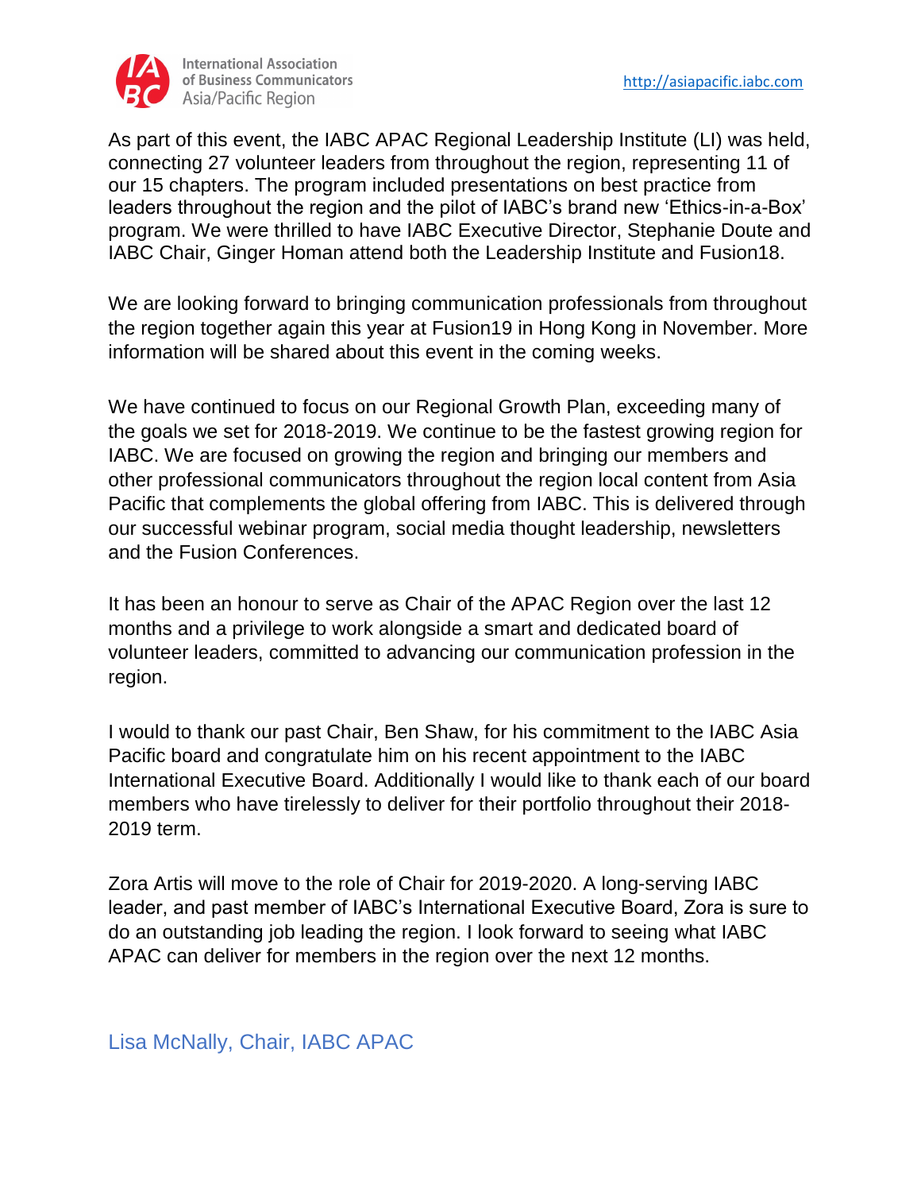As part of this event, the IABC APAC Regional Leadership Institute (LI) was held, connecting 27 volunteer leaders from throughout the region, representing 11 of our 15 chapters. The program included presentations on best practice from leaders throughout the region and the pilot of IABC's brand new 'Ethics-in-a-Box' program. We were thrilled to have IABC Executive Director, Stephanie Doute and IABC Chair, Ginger Homan attend both the Leadership Institute and Fusion18.

We are looking forward to bringing communication professionals from throughout the region together again this year at Fusion19 in Hong Kong in November. More information will be shared about this event in the coming weeks.

We have continued to focus on our Regional Growth Plan, exceeding many of the goals we set for 2018-2019. We continue to be the fastest growing region for IABC. We are focused on growing the region and bringing our members and other professional communicators throughout the region local content from Asia Pacific that complements the global offering from IABC. This is delivered through our successful webinar program, social media thought leadership, newsletters and the Fusion Conferences.

It has been an honour to serve as Chair of the APAC Region over the last 12 months and a privilege to work alongside a smart and dedicated board of volunteer leaders, committed to advancing our communication profession in the region.

I would to thank our past Chair, Ben Shaw, for his commitment to the IABC Asia Pacific board and congratulate him on his recent appointment to the IABC International Executive Board. Additionally I would like to thank each of our board members who have tirelessly to deliver for their portfolio throughout their 2018-2019 term.

Zora Artis will move to the role of Chair for 2019-2020. A long-serving IABC leader, and past member of IABC's International Executive Board, Zora is sure to do an outstanding job leading the region. I look forward to seeing what IABC APAC can deliver for members in the region over the next 12 months.

Lisa McNally, Chair, IABC APAC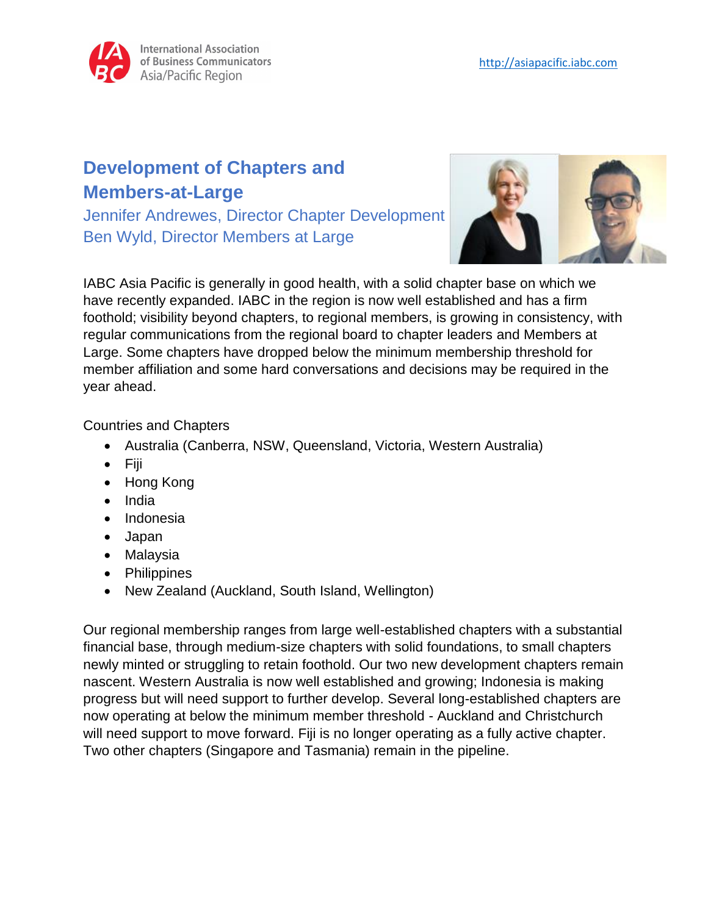# Development of Chapters and Members-at-Large

### Jennifer Andrewes, Director Chapter Development
### Ben Wyld, Director Members at Large

IABC Asia Pacific is generally in good health, with a solid chapter base on which we have recently expanded. IABC in the region is now well established and has a firm foothold; visibility beyond chapters, to regional members, is growing in consistency, with regular communications from the regional board to chapter leaders and Members at Large. Some chapters have dropped below the minimum membership threshold for member affiliation and some hard conversations and decisions may be required in the year ahead.

Countries and Chapters

- Australia (Canberra, NSW, Queensland, Victoria, Western Australia)
- Fiji
- Hong Kong
- India
- Indonesia
- Japan
- Malaysia
- Philippines
- New Zealand (Auckland, South Island, Wellington)

Our regional membership ranges from large well-established chapters with a substantial financial base, through medium-size chapters with solid foundations, to small chapters newly minted or struggling to retain foothold. Our two new development chapters remain nascent. Western Australia is now well established and growing; Indonesia is making progress but will need support to further develop. Several long-established chapters are now operating at below the minimum member threshold - Auckland and Christchurch will need support to move forward. Fiji is no longer operating as a fully active chapter. Two other chapters (Singapore and Tasmania) remain in the pipeline.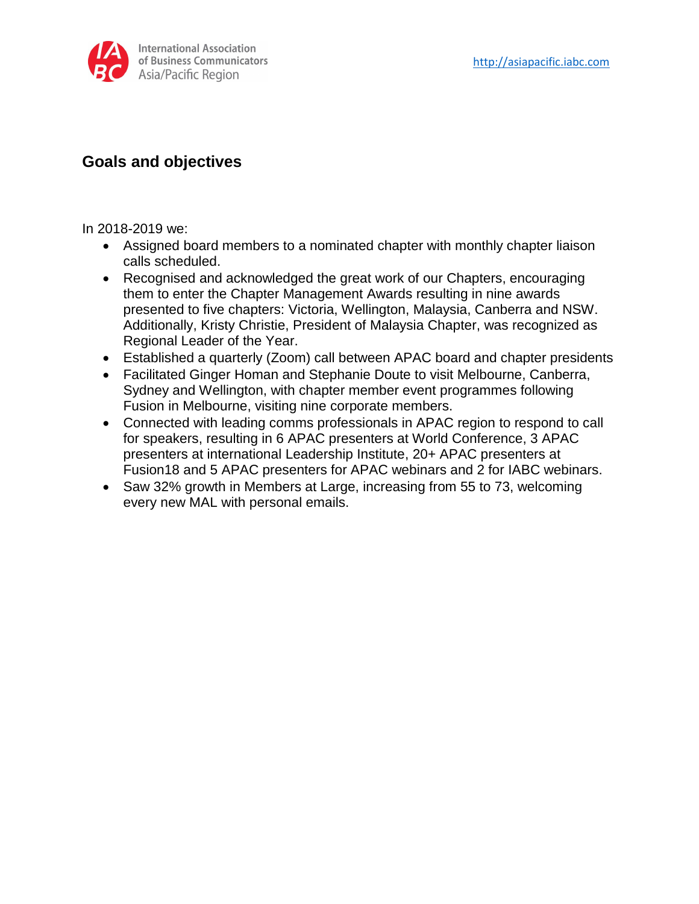## Goals and objectives

In 2018-2019 we:

- Assigned board members to a nominated chapter with monthly chapter liaison calls scheduled.
- Recognised and acknowledged the great work of our Chapters, encouraging them to enter the Chapter Management Awards resulting in nine awards presented to five chapters: Victoria, Wellington, Malaysia, Canberra and NSW. Additionally, Kristy Christie, President of Malaysia Chapter, was recognized as Regional Leader of the Year.
- Established a quarterly (Zoom) call between APAC board and chapter presidents
- Facilitated Ginger Homan and Stephanie Doute to visit Melbourne, Canberra, Sydney and Wellington, with chapter member event programmes following Fusion in Melbourne, visiting nine corporate members.
- Connected with leading comms professionals in APAC region to respond to call for speakers, resulting in 6 APAC presenters at World Conference, 3 APAC presenters at international Leadership Institute, 20+ APAC presenters at Fusion18 and 5 APAC presenters for APAC webinars and 2 for IABC webinars.
- Saw 32% growth in Members at Large, increasing from 55 to 73, welcoming every new MAL with personal emails.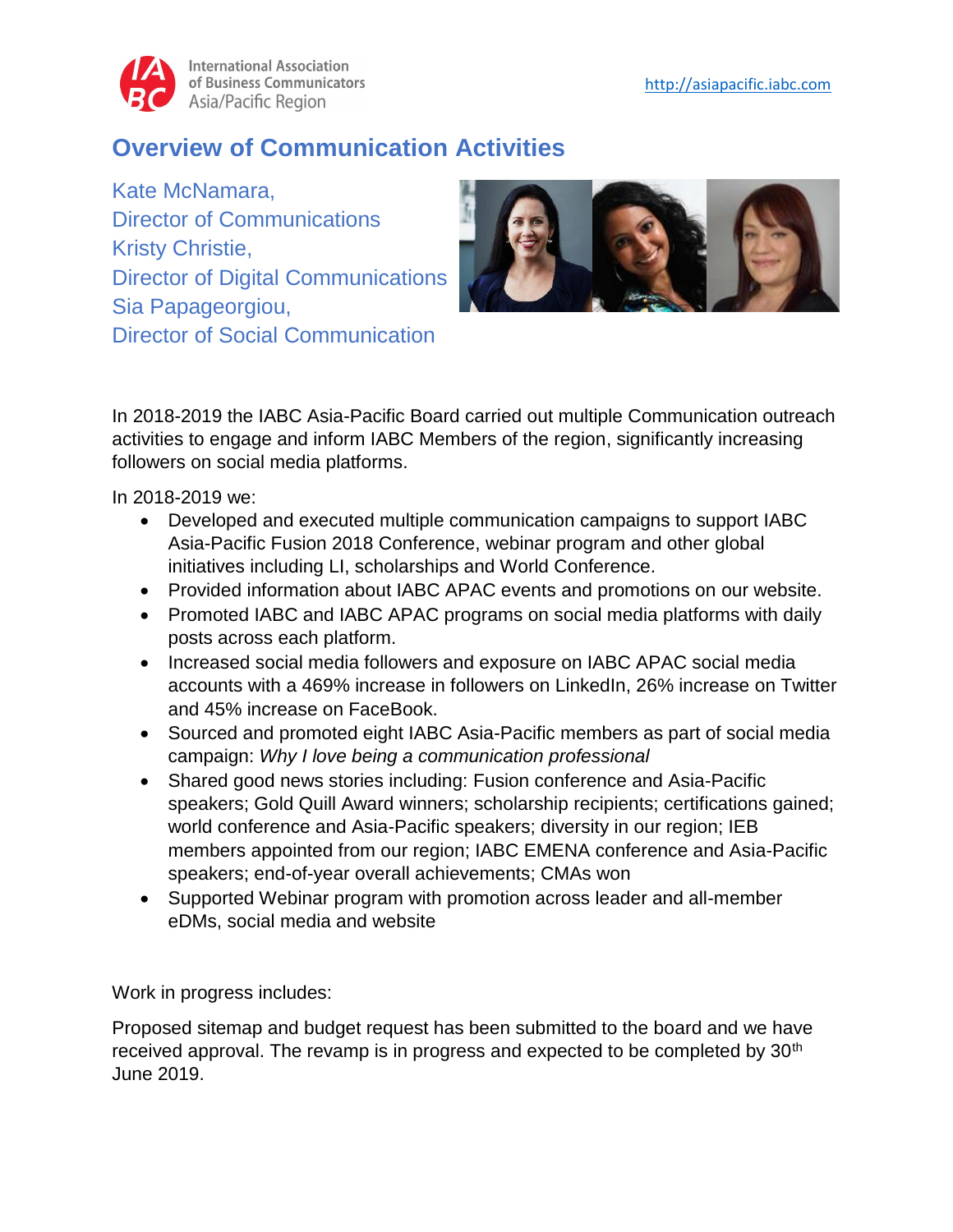# Overview of Communication Activities

Kate McNamara,
Director of Communications
Kristy Christie,
Director of Digital Communications
Sia Papageorgiou,
Director of Social Communication

In 2018-2019 the IABC Asia-Pacific Board carried out multiple Communication outreach activities to engage and inform IABC Members of the region, significantly increasing followers on social media platforms.

In 2018-2019 we:

- Developed and executed multiple communication campaigns to support IABC Asia-Pacific Fusion 2018 Conference, webinar program and other global initiatives including LI, scholarships and World Conference.
- Provided information about IABC APAC events and promotions on our website.
- Promoted IABC and IABC APAC programs on social media platforms with daily posts across each platform.
- Increased social media followers and exposure on IABC APAC social media accounts with a 469% increase in followers on LinkedIn, 26% increase on Twitter and 45% increase on FaceBook.
- Sourced and promoted eight IABC Asia-Pacific members as part of social media campaign: *Why I love being a communication professional*
- Shared good news stories including: Fusion conference and Asia-Pacific speakers; Gold Quill Award winners; scholarship recipients; certifications gained; world conference and Asia-Pacific speakers; diversity in our region; IEB members appointed from our region; IABC EMENA conference and Asia-Pacific speakers; end-of-year overall achievements; CMAs won
- Supported Webinar program with promotion across leader and all-member eDMs, social media and website

Work in progress includes:

Proposed sitemap and budget request has been submitted to the board and we have received approval. The revamp is in progress and expected to be completed by 30th June 2019.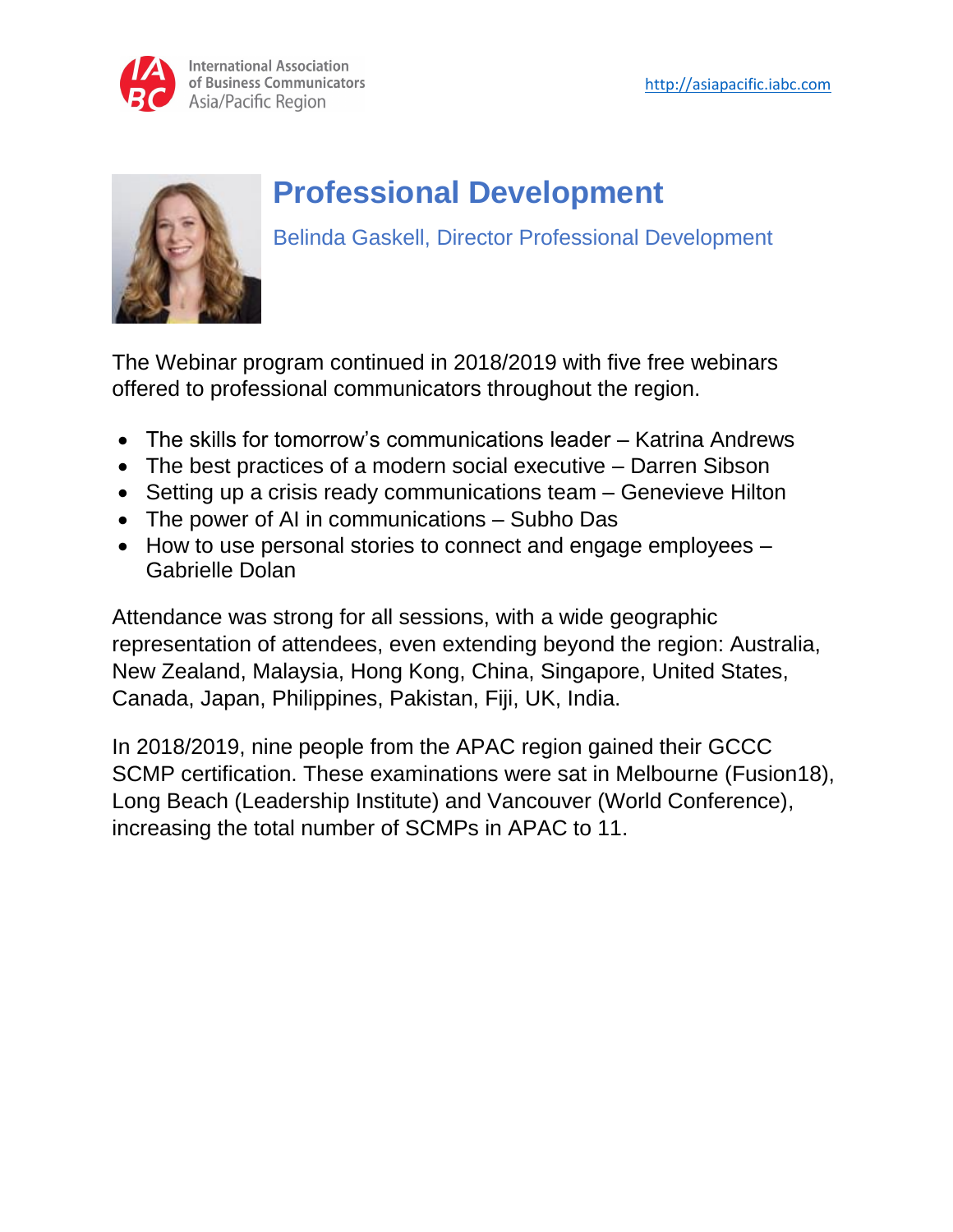## Professional Development

Belinda Gaskell, Director Professional Development

The Webinar program continued in 2018/2019 with five free webinars offered to professional communicators throughout the region.

- The skills for tomorrow's communications leader – Katrina Andrews
- The best practices of a modern social executive – Darren Sibson
- Setting up a crisis ready communications team – Genevieve Hilton
- The power of AI in communications – Subho Das
- How to use personal stories to connect and engage employees – Gabrielle Dolan

Attendance was strong for all sessions, with a wide geographic representation of attendees, even extending beyond the region: Australia, New Zealand, Malaysia, Hong Kong, China, Singapore, United States, Canada, Japan, Philippines, Pakistan, Fiji, UK, India.

In 2018/2019, nine people from the APAC region gained their GCCC SCMP certification. These examinations were sat in Melbourne (Fusion18), Long Beach (Leadership Institute) and Vancouver (World Conference), increasing the total number of SCMPs in APAC to 11.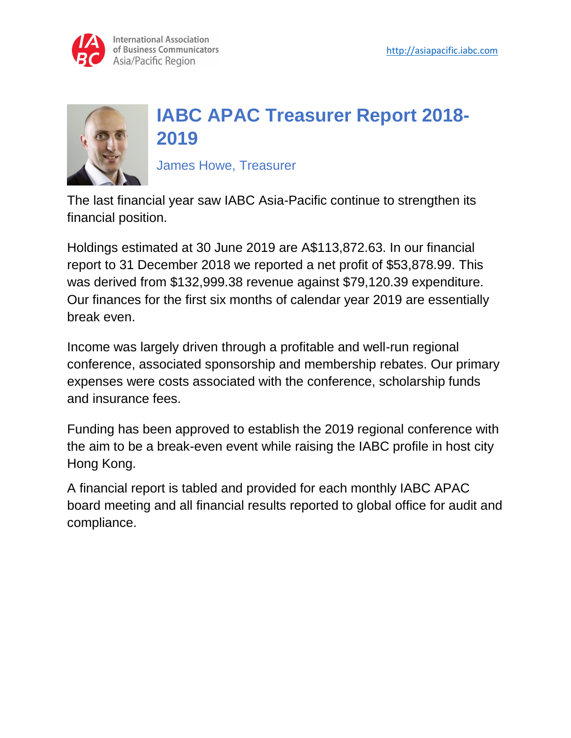# IABC APAC Treasurer Report 2018-2019

James Howe, Treasurer

The last financial year saw IABC Asia-Pacific continue to strengthen its financial position.

Holdings estimated at 30 June 2019 are A$113,872.63. In our financial report to 31 December 2018 we reported a net profit of $53,878.99. This was derived from $132,999.38 revenue against $79,120.39 expenditure. Our finances for the first six months of calendar year 2019 are essentially break even.

Income was largely driven through a profitable and well-run regional conference, associated sponsorship and membership rebates. Our primary expenses were costs associated with the conference, scholarship funds and insurance fees.

Funding has been approved to establish the 2019 regional conference with the aim to be a break-even event while raising the IABC profile in host city Hong Kong.

A financial report is tabled and provided for each monthly IABC APAC board meeting and all financial results reported to global office for audit and compliance.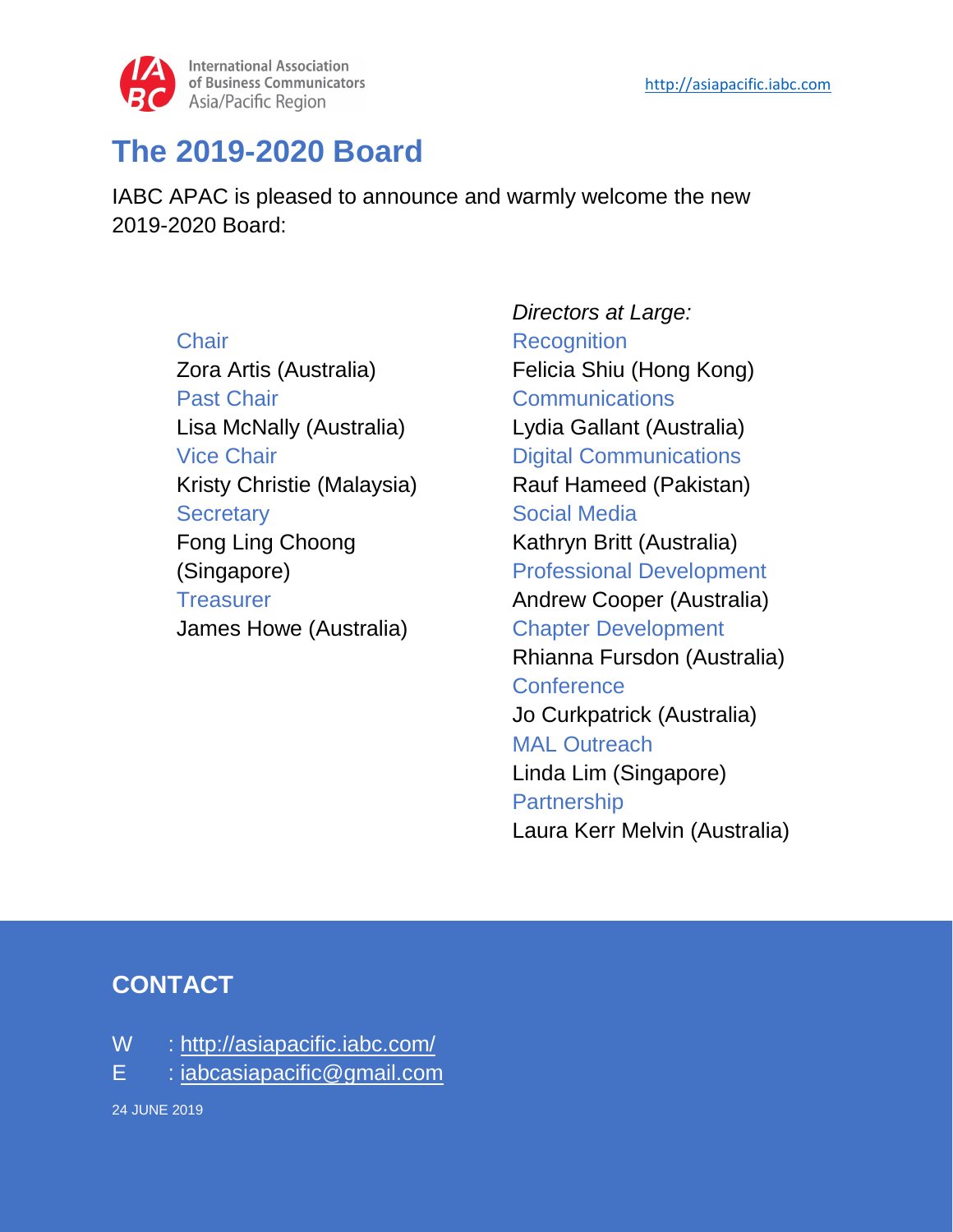# The 2019-2020 Board

IABC APAC is pleased to announce and warmly welcome the new 2019-2020 Board:

Chair
Zora Artis (Australia)

Past Chair
Lisa McNally (Australia)

Vice Chair
Kristy Christie (Malaysia)

Secretary
Fong Ling Choong (Singapore)

Treasurer
James Howe (Australia)

*Directors at Large:*

Recognition
Felicia Shiu (Hong Kong)

Communications
Lydia Gallant (Australia)

Digital Communications
Rauf Hameed (Pakistan)

Social Media
Kathryn Britt (Australia)

Professional Development
Andrew Cooper (Australia)

Chapter Development
Rhianna Fursdon (Australia)

Conference
Jo Curkpatrick (Australia)

MAL Outreach
Linda Lim (Singapore)

Partnership
Laura Kerr Melvin (Australia)

## CONTACT

W : http://asiapacific.iabc.com/

E : iabcasiapacific@gmail.com

24 JUNE 2019